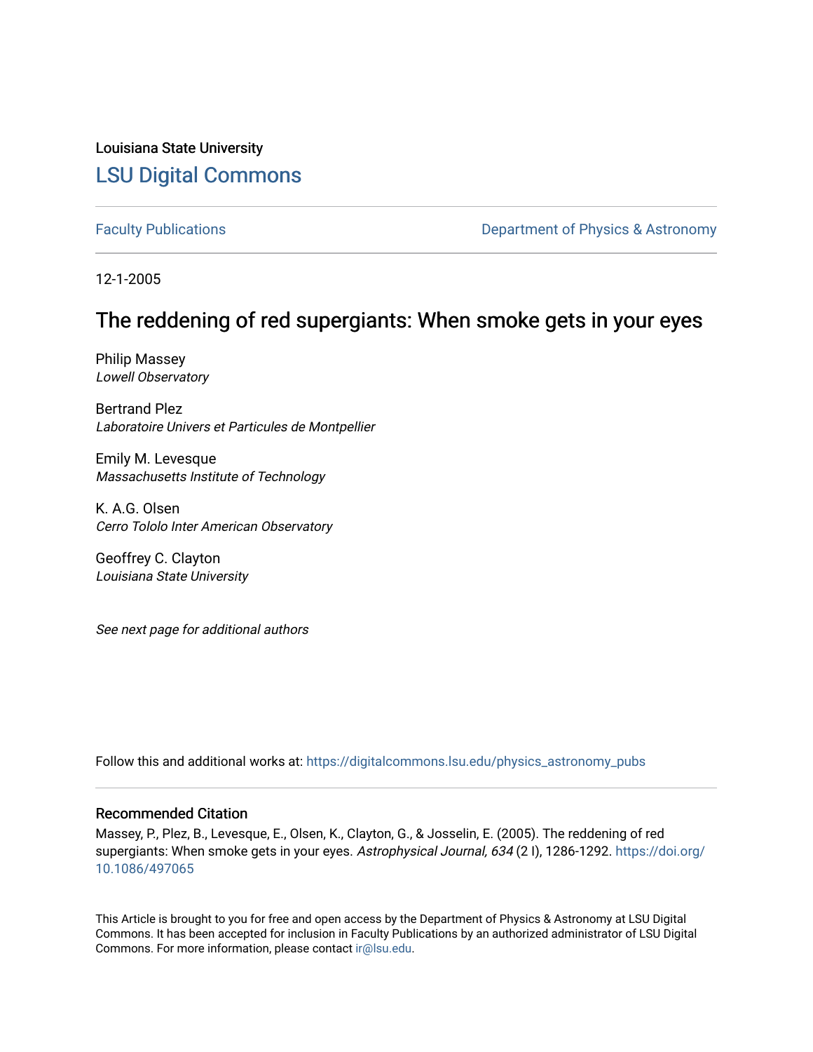Louisiana State University

# LSU Digital Commons

Faculty Publications | Department of Physics & Astronomy

12-1-2005

## The reddening of red supergiants: When smoke gets in your eyes

Philip Massey
*Lowell Observatory*

Bertrand Plez
*Laboratoire Univers et Particules de Montpellier*

Emily M. Levesque
*Massachusetts Institute of Technology*

K. A.G. Olsen
*Cerro Tololo Inter American Observatory*

Geoffrey C. Clayton
*Louisiana State University*

*See next page for additional authors*

Follow this and additional works at: https://digitalcommons.lsu.edu/physics_astronomy_pubs

### Recommended Citation

Massey, P., Plez, B., Levesque, E., Olsen, K., Clayton, G., & Josselin, E. (2005). The reddening of red supergiants: When smoke gets in your eyes. *Astrophysical Journal, 634* (2 I), 1286-1292. https://doi.org/10.1086/497065

This Article is brought to you for free and open access by the Department of Physics & Astronomy at LSU Digital Commons. It has been accepted for inclusion in Faculty Publications by an authorized administrator of LSU Digital Commons. For more information, please contact ir@lsu.edu.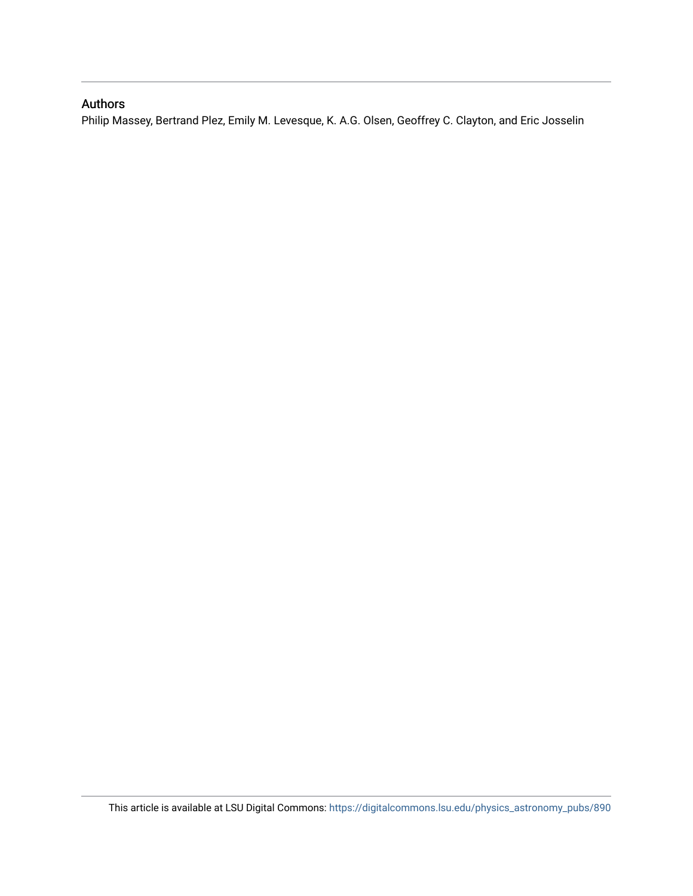## Authors

Philip Massey, Bertrand Plez, Emily M. Levesque, K. A.G. Olsen, Geoffrey C. Clayton, and Eric Josselin

This article is available at LSU Digital Commons: https://digitalcommons.lsu.edu/physics_astronomy_pubs/890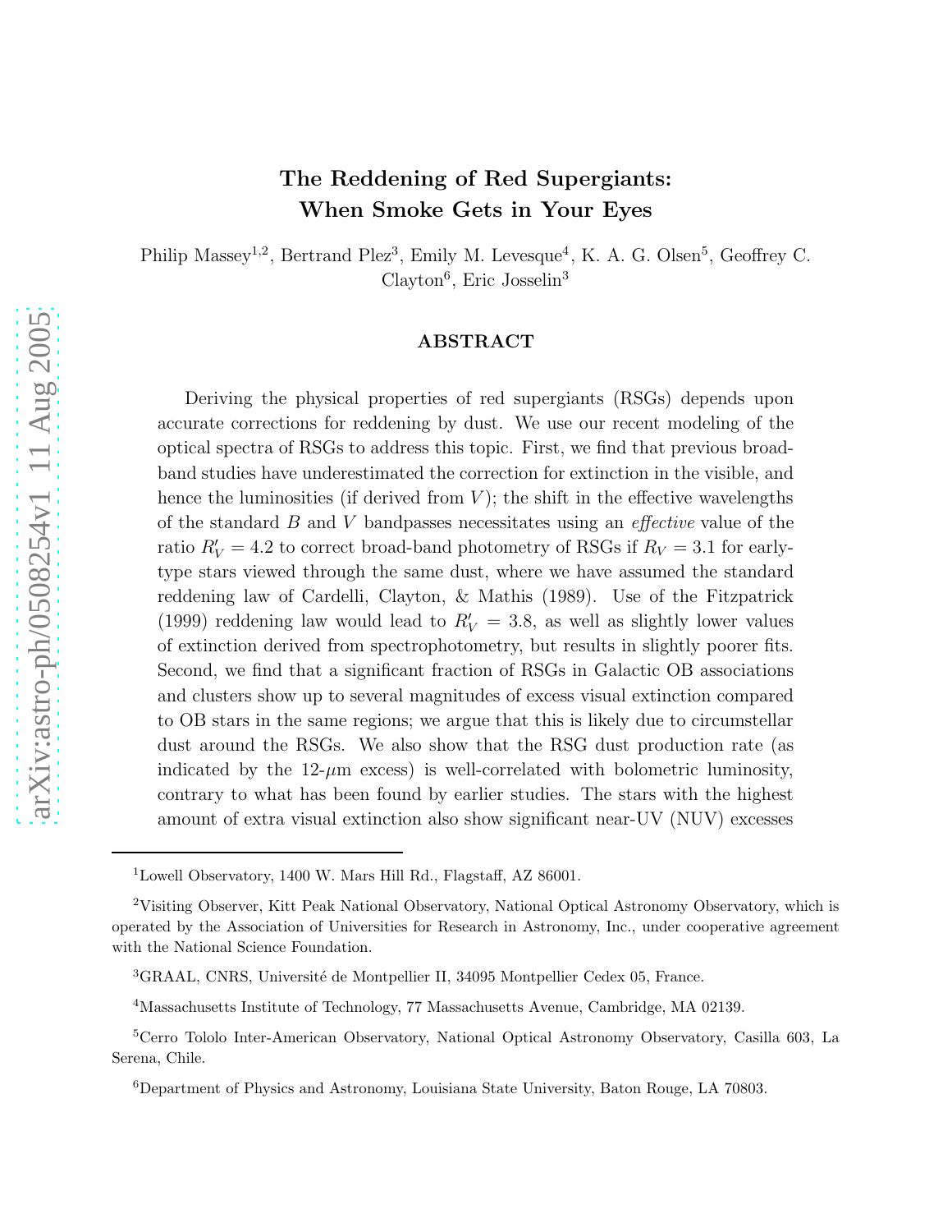# The Reddening of Red Supergiants: When Smoke Gets in Your Eyes

Philip Massey[1,2], Bertrand Plez[3], Emily M. Levesque[4], K. A. G. Olsen[5], Geoffrey C. Clayton[6], Eric Josselin[3]

## ABSTRACT

Deriving the physical properties of red supergiants (RSGs) depends upon accurate corrections for reddening by dust. We use our recent modeling of the optical spectra of RSGs to address this topic. First, we find that previous broad-band studies have underestimated the correction for extinction in the visible, and hence the luminosities (if derived from $V$); the shift in the effective wavelengths of the standard $B$ and $V$ bandpasses necessitates using an *effective* value of the ratio $R_V' = 4.2$ to correct broad-band photometry of RSGs if $R_V = 3.1$ for early-type stars viewed through the same dust, where we have assumed the standard reddening law of Cardelli, Clayton, & Mathis (1989). Use of the Fitzpatrick (1999) reddening law would lead to $R_V' = 3.8$, as well as slightly lower values of extinction derived from spectrophotometry, but results in slightly poorer fits. Second, we find that a significant fraction of RSGs in Galactic OB associations and clusters show up to several magnitudes of excess visual extinction compared to OB stars in the same regions; we argue that this is likely due to circumstellar dust around the RSGs. We also show that the RSG dust production rate (as indicated by the 12-$\mu$m excess) is well-correlated with bolometric luminosity, contrary to what has been found by earlier studies. The stars with the highest amount of extra visual extinction also show significant near-UV (NUV) excesses

---

[1] Lowell Observatory, 1400 W. Mars Hill Rd., Flagstaff, AZ 86001.

[2] Visiting Observer, Kitt Peak National Observatory, National Optical Astronomy Observatory, which is operated by the Association of Universities for Research in Astronomy, Inc., under cooperative agreement with the National Science Foundation.

[3] GRAAL, CNRS, Université de Montpellier II, 34095 Montpellier Cedex 05, France.

[4] Massachusetts Institute of Technology, 77 Massachusetts Avenue, Cambridge, MA 02139.

[5] Cerro Tololo Inter-American Observatory, National Optical Astronomy Observatory, Casilla 603, La Serena, Chile.

[6] Department of Physics and Astronomy, Louisiana State University, Baton Rouge, LA 70803.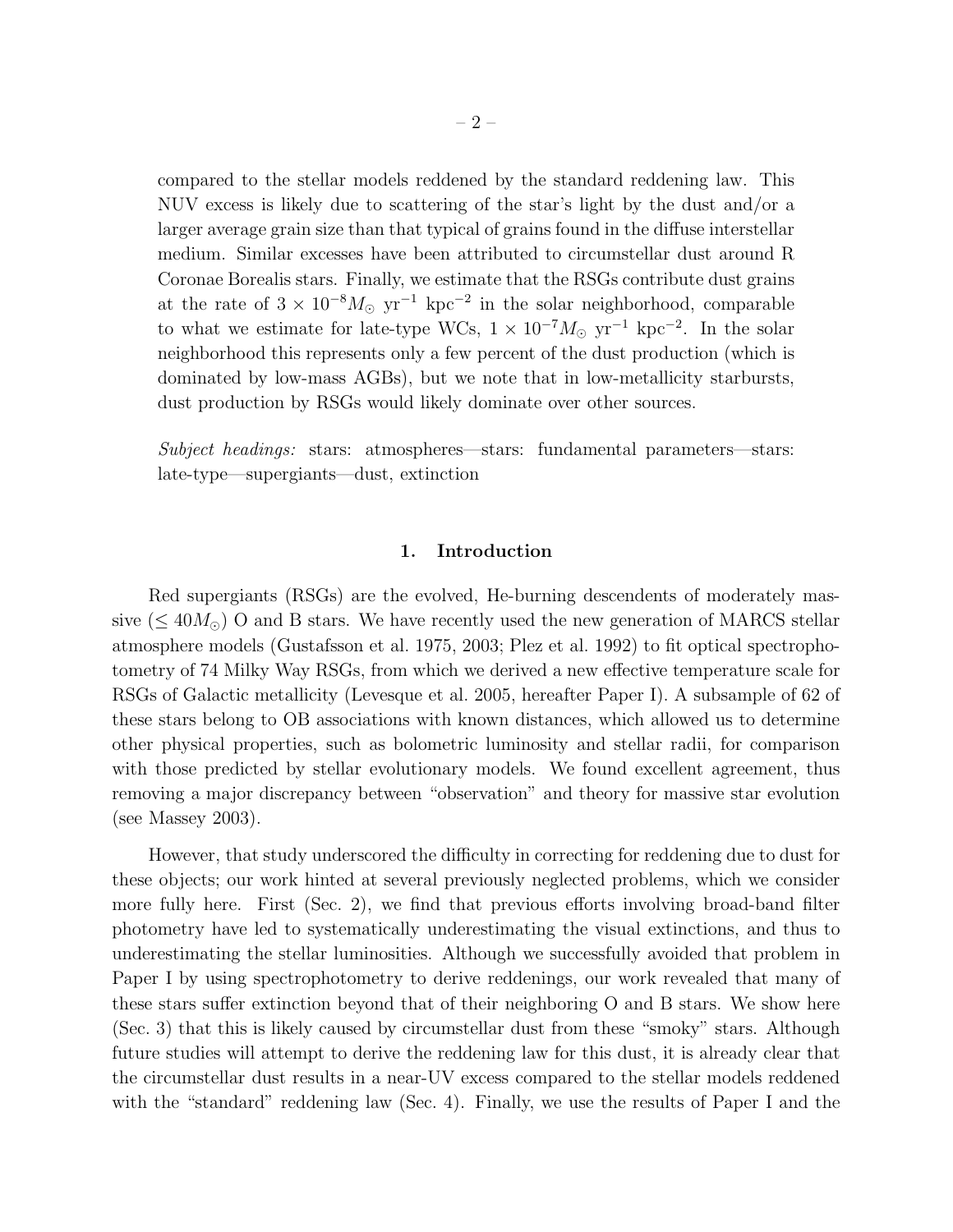compared to the stellar models reddened by the standard reddening law. This NUV excess is likely due to scattering of the star's light by the dust and/or a larger average grain size than that typical of grains found in the diffuse interstellar medium. Similar excesses have been attributed to circumstellar dust around R Coronae Borealis stars. Finally, we estimate that the RSGs contribute dust grains at the rate of $3 \times 10^{-8} M_{\odot}$ yr$^{-1}$ kpc$^{-2}$ in the solar neighborhood, comparable to what we estimate for late-type WCs, $1 \times 10^{-7} M_{\odot}$ yr$^{-1}$ kpc$^{-2}$. In the solar neighborhood this represents only a few percent of the dust production (which is dominated by low-mass AGBs), but we note that in low-metallicity starbursts, dust production by RSGs would likely dominate over other sources.

*Subject headings:* stars: atmospheres—stars: fundamental parameters—stars: late-type—supergiants—dust, extinction

## 1. Introduction

Red supergiants (RSGs) are the evolved, He-burning descendents of moderately massive ($\leq 40 M_{\odot}$) O and B stars. We have recently used the new generation of MARCS stellar atmosphere models (Gustafsson et al. 1975, 2003; Plez et al. 1992) to fit optical spectrophotometry of 74 Milky Way RSGs, from which we derived a new effective temperature scale for RSGs of Galactic metallicity (Levesque et al. 2005, hereafter Paper I). A subsample of 62 of these stars belong to OB associations with known distances, which allowed us to determine other physical properties, such as bolometric luminosity and stellar radii, for comparison with those predicted by stellar evolutionary models. We found excellent agreement, thus removing a major discrepancy between "observation" and theory for massive star evolution (see Massey 2003).

However, that study underscored the difficulty in correcting for reddening due to dust for these objects; our work hinted at several previously neglected problems, which we consider more fully here. First (Sec. 2), we find that previous efforts involving broad-band filter photometry have led to systematically underestimating the visual extinctions, and thus to underestimating the stellar luminosities. Although we successfully avoided that problem in Paper I by using spectrophotometry to derive reddenings, our work revealed that many of these stars suffer extinction beyond that of their neighboring O and B stars. We show here (Sec. 3) that this is likely caused by circumstellar dust from these "smoky" stars. Although future studies will attempt to derive the reddening law for this dust, it is already clear that the circumstellar dust results in a near-UV excess compared to the stellar models reddened with the "standard" reddening law (Sec. 4). Finally, we use the results of Paper I and the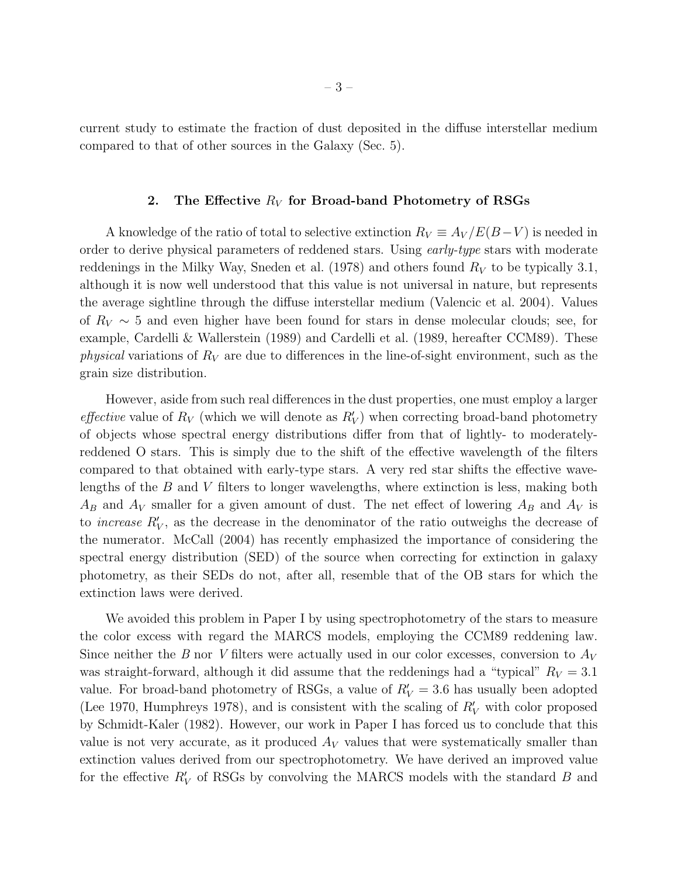current study to estimate the fraction of dust deposited in the diffuse interstellar medium compared to that of other sources in the Galaxy (Sec. 5).

## 2. The Effective $R_V$ for Broad-band Photometry of RSGs

A knowledge of the ratio of total to selective extinction $R_V \equiv A_V/E(B-V)$ is needed in order to derive physical parameters of reddened stars. Using *early-type* stars with moderate reddenings in the Milky Way, Sneden et al. (1978) and others found $R_V$ to be typically 3.1, although it is now well understood that this value is not universal in nature, but represents the average sightline through the diffuse interstellar medium (Valencic et al. 2004). Values of $R_V \sim 5$ and even higher have been found for stars in dense molecular clouds; see, for example, Cardelli & Wallerstein (1989) and Cardelli et al. (1989, hereafter CCM89). These *physical* variations of $R_V$ are due to differences in the line-of-sight environment, such as the grain size distribution.

However, aside from such real differences in the dust properties, one must employ a larger *effective* value of $R_V$ (which we will denote as $R'_V$) when correcting broad-band photometry of objects whose spectral energy distributions differ from that of lightly- to moderately-reddened O stars. This is simply due to the shift of the effective wavelength of the filters compared to that obtained with early-type stars. A very red star shifts the effective wavelengths of the $B$ and $V$ filters to longer wavelengths, where extinction is less, making both $A_B$ and $A_V$ smaller for a given amount of dust. The net effect of lowering $A_B$ and $A_V$ is to *increase* $R'_V$, as the decrease in the denominator of the ratio outweighs the decrease of the numerator. McCall (2004) has recently emphasized the importance of considering the spectral energy distribution (SED) of the source when correcting for extinction in galaxy photometry, as their SEDs do not, after all, resemble that of the OB stars for which the extinction laws were derived.

We avoided this problem in Paper I by using spectrophotometry of the stars to measure the color excess with regard the MARCS models, employing the CCM89 reddening law. Since neither the $B$ nor $V$ filters were actually used in our color excesses, conversion to $A_V$ was straight-forward, although it did assume that the reddenings had a "typical" $R_V = 3.1$ value. For broad-band photometry of RSGs, a value of $R'_V = 3.6$ has usually been adopted (Lee 1970, Humphreys 1978), and is consistent with the scaling of $R'_V$ with color proposed by Schmidt-Kaler (1982). However, our work in Paper I has forced us to conclude that this value is not very accurate, as it produced $A_V$ values that were systematically smaller than extinction values derived from our spectrophotometry. We have derived an improved value for the effective $R'_V$ of RSGs by convolving the MARCS models with the standard $B$ and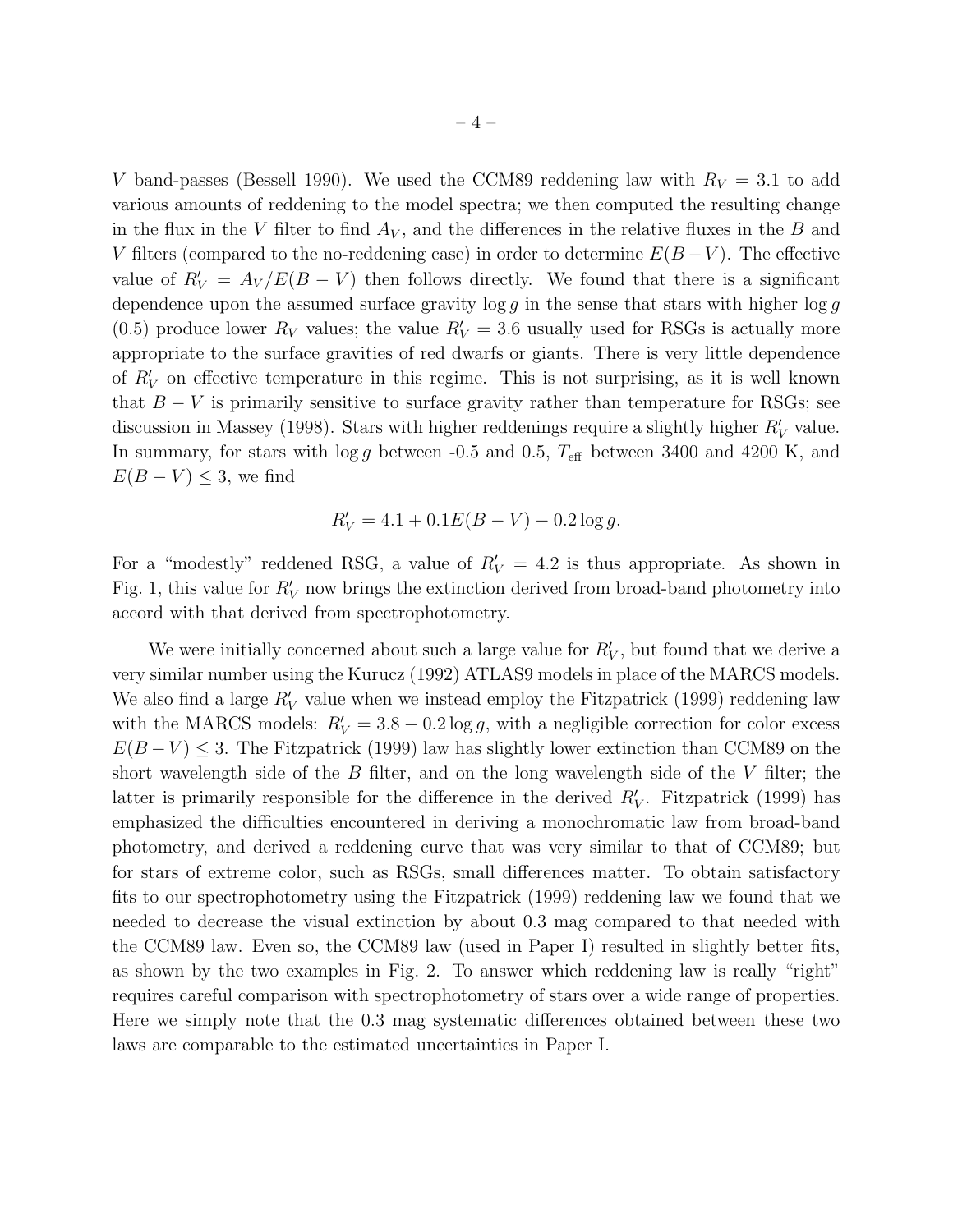$V$ band-passes (Bessell 1990). We used the CCM89 reddening law with $R_V = 3.1$ to add various amounts of reddening to the model spectra; we then computed the resulting change in the flux in the $V$ filter to find $A_V$, and the differences in the relative fluxes in the $B$ and $V$ filters (compared to the no-reddening case) in order to determine $E(B-V)$. The effective value of $R'_V = A_V/E(B-V)$ then follows directly. We found that there is a significant dependence upon the assumed surface gravity $\log g$ in the sense that stars with higher $\log g$ (0.5) produce lower $R_V$ values; the value $R'_V = 3.6$ usually used for RSGs is actually more appropriate to the surface gravities of red dwarfs or giants. There is very little dependence of $R'_V$ on effective temperature in this regime. This is not surprising, as it is well known that $B-V$ is primarily sensitive to surface gravity rather than temperature for RSGs; see discussion in Massey (1998). Stars with higher reddenings require a slightly higher $R'_V$ value. In summary, for stars with $\log g$ between -0.5 and 0.5, $T_{\rm eff}$ between 3400 and 4200 K, and $E(B-V) \leq 3$, we find

$$R'_V = 4.1 + 0.1E(B-V) - 0.2\log g.$$

For a "modestly" reddened RSG, a value of $R'_V = 4.2$ is thus appropriate. As shown in Fig. 1, this value for $R'_V$ now brings the extinction derived from broad-band photometry into accord with that derived from spectrophotometry.

We were initially concerned about such a large value for $R'_V$, but found that we derive a very similar number using the Kurucz (1992) ATLAS9 models in place of the MARCS models. We also find a large $R'_V$ value when we instead employ the Fitzpatrick (1999) reddening law with the MARCS models: $R'_V = 3.8 - 0.2\log g$, with a negligible correction for color excess $E(B-V) \leq 3$. The Fitzpatrick (1999) law has slightly lower extinction than CCM89 on the short wavelength side of the $B$ filter, and on the long wavelength side of the $V$ filter; the latter is primarily responsible for the difference in the derived $R'_V$. Fitzpatrick (1999) has emphasized the difficulties encountered in deriving a monochromatic law from broad-band photometry, and derived a reddening curve that was very similar to that of CCM89; but for stars of extreme color, such as RSGs, small differences matter. To obtain satisfactory fits to our spectrophotometry using the Fitzpatrick (1999) reddening law we found that we needed to decrease the visual extinction by about 0.3 mag compared to that needed with the CCM89 law. Even so, the CCM89 law (used in Paper I) resulted in slightly better fits, as shown by the two examples in Fig. 2. To answer which reddening law is really "right" requires careful comparison with spectrophotometry of stars over a wide range of properties. Here we simply note that the 0.3 mag systematic differences obtained between these two laws are comparable to the estimated uncertainties in Paper I.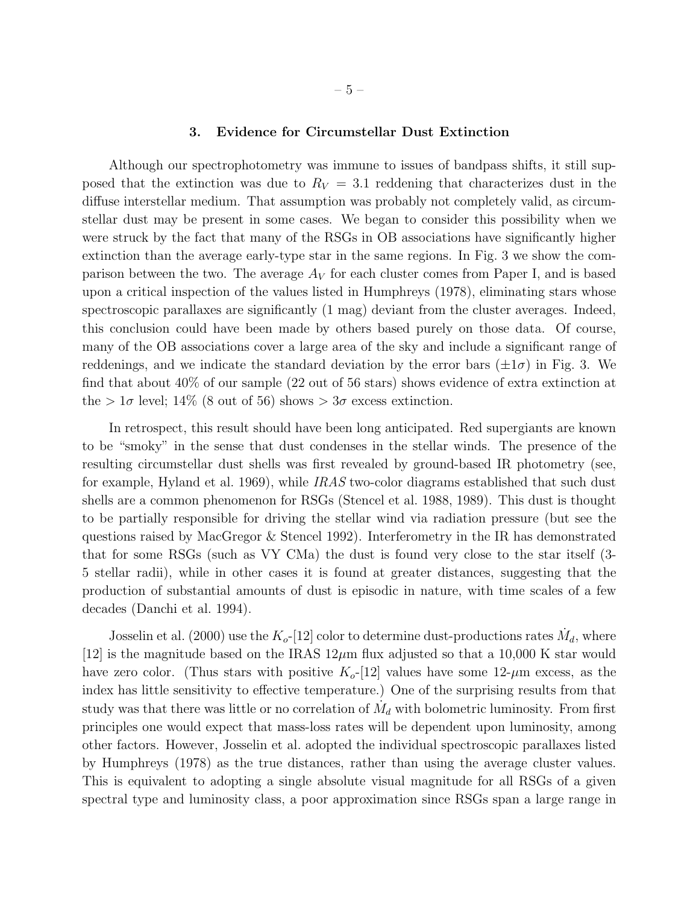## 3. Evidence for Circumstellar Dust Extinction

Although our spectrophotometry was immune to issues of bandpass shifts, it still supposed that the extinction was due to $R_V = 3.1$ reddening that characterizes dust in the diffuse interstellar medium. That assumption was probably not completely valid, as circumstellar dust may be present in some cases. We began to consider this possibility when we were struck by the fact that many of the RSGs in OB associations have significantly higher extinction than the average early-type star in the same regions. In Fig. 3 we show the comparison between the two. The average $A_V$ for each cluster comes from Paper I, and is based upon a critical inspection of the values listed in Humphreys (1978), eliminating stars whose spectroscopic parallaxes are significantly (1 mag) deviant from the cluster averages. Indeed, this conclusion could have been made by others based purely on those data. Of course, many of the OB associations cover a large area of the sky and include a significant range of reddenings, and we indicate the standard deviation by the error bars ($\pm 1\sigma$) in Fig. 3. We find that about 40% of our sample (22 out of 56 stars) shows evidence of extra extinction at the $> 1\sigma$ level; 14% (8 out of 56) shows $> 3\sigma$ excess extinction.

In retrospect, this result should have been long anticipated. Red supergiants are known to be "smoky" in the sense that dust condenses in the stellar winds. The presence of the resulting circumstellar dust shells was first revealed by ground-based IR photometry (see, for example, Hyland et al. 1969), while *IRAS* two-color diagrams established that such dust shells are a common phenomenon for RSGs (Stencel et al. 1988, 1989). This dust is thought to be partially responsible for driving the stellar wind via radiation pressure (but see the questions raised by MacGregor & Stencel 1992). Interferometry in the IR has demonstrated that for some RSGs (such as VY CMa) the dust is found very close to the star itself (3-5 stellar radii), while in other cases it is found at greater distances, suggesting that the production of substantial amounts of dust is episodic in nature, with time scales of a few decades (Danchi et al. 1994).

Josselin et al. (2000) use the $K_o$-[12] color to determine dust-productions rates $\dot{M}_d$, where [12] is the magnitude based on the IRAS 12$\mu$m flux adjusted so that a 10,000 K star would have zero color. (Thus stars with positive $K_o$-[12] values have some 12-$\mu$m excess, as the index has little sensitivity to effective temperature.) One of the surprising results from that study was that there was little or no correlation of $\dot{M}_d$ with bolometric luminosity. From first principles one would expect that mass-loss rates will be dependent upon luminosity, among other factors. However, Josselin et al. adopted the individual spectroscopic parallaxes listed by Humphreys (1978) as the true distances, rather than using the average cluster values. This is equivalent to adopting a single absolute visual magnitude for all RSGs of a given spectral type and luminosity class, a poor approximation since RSGs span a large range in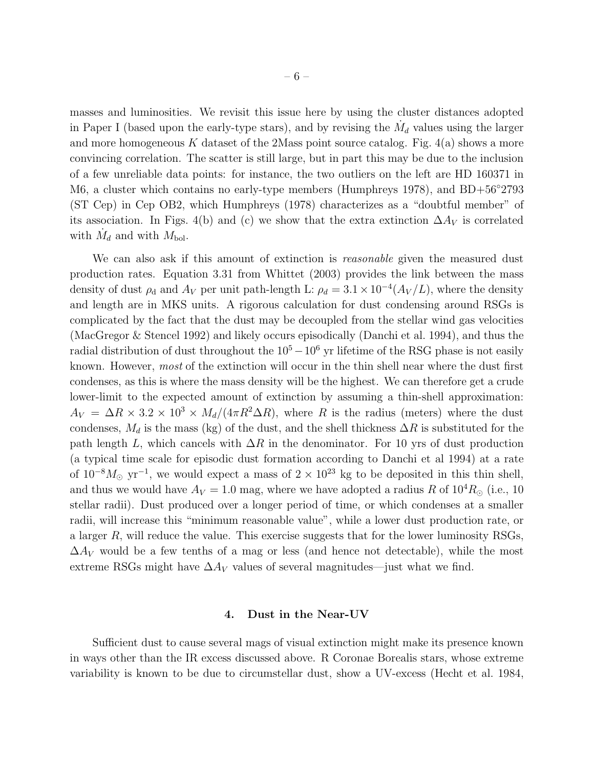masses and luminosities. We revisit this issue here by using the cluster distances adopted in Paper I (based upon the early-type stars), and by revising the $\dot{M}_d$ values using the larger and more homogeneous $K$ dataset of the 2Mass point source catalog. Fig. 4(a) shows a more convincing correlation. The scatter is still large, but in part this may be due to the inclusion of a few unreliable data points: for instance, the two outliers on the left are HD 160371 in M6, a cluster which contains no early-type members (Humphreys 1978), and BD+56°2793 (ST Cep) in Cep OB2, which Humphreys (1978) characterizes as a "doubtful member" of its association. In Figs. 4(b) and (c) we show that the extra extinction $\Delta A_V$ is correlated with $\dot{M}_d$ and with $M_{\rm bol}$.

We can also ask if this amount of extinction is *reasonable* given the measured dust production rates. Equation 3.31 from Whittet (2003) provides the link between the mass density of dust $\rho_{\rm d}$ and $A_V$ per unit path-length L: $\rho_d = 3.1 \times 10^{-4}(A_V/L)$, where the density and length are in MKS units. A rigorous calculation for dust condensing around RSGs is complicated by the fact that the dust may be decoupled from the stellar wind gas velocities (MacGregor & Stencel 1992) and likely occurs episodically (Danchi et al. 1994), and thus the radial distribution of dust throughout the $10^5 - 10^6$ yr lifetime of the RSG phase is not easily known. However, *most* of the extinction will occur in the thin shell near where the dust first condenses, as this is where the mass density will be the highest. We can therefore get a crude lower-limit to the expected amount of extinction by assuming a thin-shell approximation: $A_V = \Delta R \times 3.2 \times 10^3 \times M_d/(4\pi R^2 \Delta R)$, where $R$ is the radius (meters) where the dust condenses, $M_d$ is the mass (kg) of the dust, and the shell thickness $\Delta R$ is substituted for the path length $L$, which cancels with $\Delta R$ in the denominator. For 10 yrs of dust production (a typical time scale for episodic dust formation according to Danchi et al 1994) at a rate of $10^{-8} M_\odot$ yr$^{-1}$, we would expect a mass of $2 \times 10^{23}$ kg to be deposited in this thin shell, and thus we would have $A_V = 1.0$ mag, where we have adopted a radius $R$ of $10^4 R_\odot$ (i.e., 10 stellar radii). Dust produced over a longer period of time, or which condenses at a smaller radii, will increase this "minimum reasonable value", while a lower dust production rate, or a larger $R$, will reduce the value. This exercise suggests that for the lower luminosity RSGs, $\Delta A_V$ would be a few tenths of a mag or less (and hence not detectable), while the most extreme RSGs might have $\Delta A_V$ values of several magnitudes—just what we find.

## 4. Dust in the Near-UV

Sufficient dust to cause several mags of visual extinction might make its presence known in ways other than the IR excess discussed above. R Coronae Borealis stars, whose extreme variability is known to be due to circumstellar dust, show a UV-excess (Hecht et al. 1984,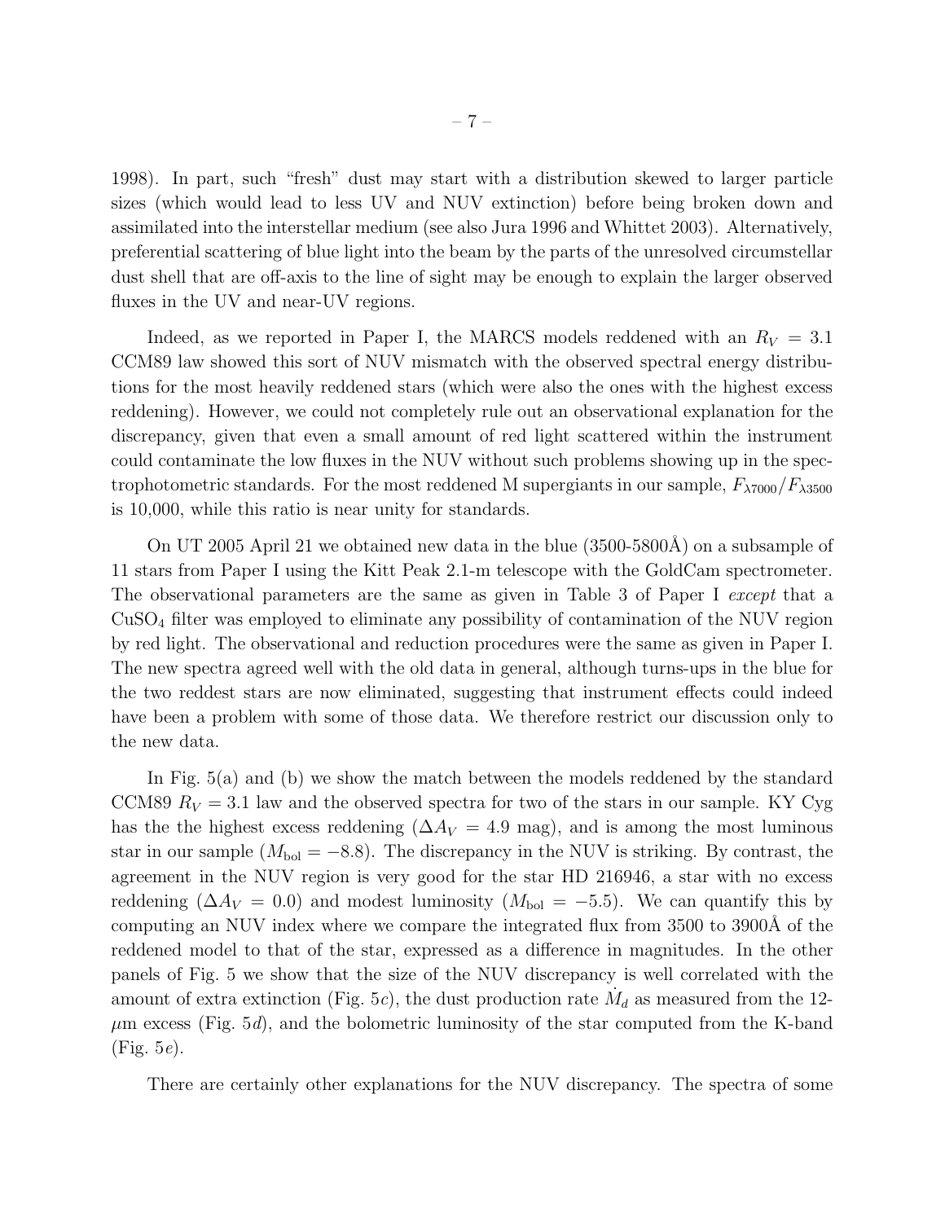1998). In part, such "fresh" dust may start with a distribution skewed to larger particle sizes (which would lead to less UV and NUV extinction) before being broken down and assimilated into the interstellar medium (see also Jura 1996 and Whittet 2003). Alternatively, preferential scattering of blue light into the beam by the parts of the unresolved circumstellar dust shell that are off-axis to the line of sight may be enough to explain the larger observed fluxes in the UV and near-UV regions.

Indeed, as we reported in Paper I, the MARCS models reddened with an $R_V = 3.1$ CCM89 law showed this sort of NUV mismatch with the observed spectral energy distributions for the most heavily reddened stars (which were also the ones with the highest excess reddening). However, we could not completely rule out an observational explanation for the discrepancy, given that even a small amount of red light scattered within the instrument could contaminate the low fluxes in the NUV without such problems showing up in the spectrophotometric standards. For the most reddened M supergiants in our sample, $F_{\lambda 7000}/F_{\lambda 3500}$ is 10,000, while this ratio is near unity for standards.

On UT 2005 April 21 we obtained new data in the blue (3500-5800Å) on a subsample of 11 stars from Paper I using the Kitt Peak 2.1-m telescope with the GoldCam spectrometer. The observational parameters are the same as given in Table 3 of Paper I *except* that a $CuSO_4$ filter was employed to eliminate any possibility of contamination of the NUV region by red light. The observational and reduction procedures were the same as given in Paper I. The new spectra agreed well with the old data in general, although turns-ups in the blue for the two reddest stars are now eliminated, suggesting that instrument effects could indeed have been a problem with some of those data. We therefore restrict our discussion only to the new data.

In Fig. 5(a) and (b) we show the match between the models reddened by the standard CCM89 $R_V = 3.1$ law and the observed spectra for two of the stars in our sample. KY Cyg has the the highest excess reddening ($\Delta A_V = 4.9$ mag), and is among the most luminous star in our sample ($M_{\rm bol} = -8.8$). The discrepancy in the NUV is striking. By contrast, the agreement in the NUV region is very good for the star HD 216946, a star with no excess reddening ($\Delta A_V = 0.0$) and modest luminosity ($M_{\rm bol} = -5.5$). We can quantify this by computing an NUV index where we compare the integrated flux from 3500 to 3900Å of the reddened model to that of the star, expressed as a difference in magnitudes. In the other panels of Fig. 5 we show that the size of the NUV discrepancy is well correlated with the amount of extra extinction (Fig. 5*c*), the dust production rate $\dot{M}_d$ as measured from the 12-$\mu$m excess (Fig. 5*d*), and the bolometric luminosity of the star computed from the K-band (Fig. 5*e*).

There are certainly other explanations for the NUV discrepancy. The spectra of some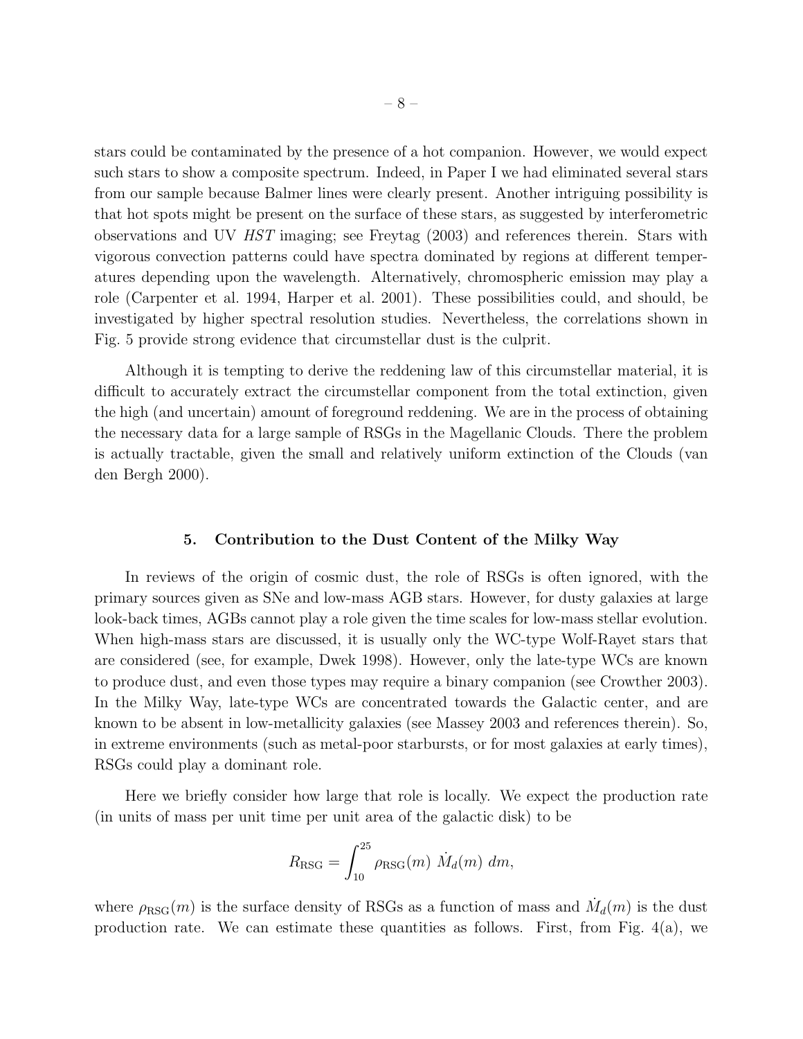stars could be contaminated by the presence of a hot companion. However, we would expect such stars to show a composite spectrum. Indeed, in Paper I we had eliminated several stars from our sample because Balmer lines were clearly present. Another intriguing possibility is that hot spots might be present on the surface of these stars, as suggested by interferometric observations and UV *HST* imaging; see Freytag (2003) and references therein. Stars with vigorous convection patterns could have spectra dominated by regions at different temperatures depending upon the wavelength. Alternatively, chromospheric emission may play a role (Carpenter et al. 1994, Harper et al. 2001). These possibilities could, and should, be investigated by higher spectral resolution studies. Nevertheless, the correlations shown in Fig. 5 provide strong evidence that circumstellar dust is the culprit.

Although it is tempting to derive the reddening law of this circumstellar material, it is difficult to accurately extract the circumstellar component from the total extinction, given the high (and uncertain) amount of foreground reddening. We are in the process of obtaining the necessary data for a large sample of RSGs in the Magellanic Clouds. There the problem is actually tractable, given the small and relatively uniform extinction of the Clouds (van den Bergh 2000).

## 5. Contribution to the Dust Content of the Milky Way

In reviews of the origin of cosmic dust, the role of RSGs is often ignored, with the primary sources given as SNe and low-mass AGB stars. However, for dusty galaxies at large look-back times, AGBs cannot play a role given the time scales for low-mass stellar evolution. When high-mass stars are discussed, it is usually only the WC-type Wolf-Rayet stars that are considered (see, for example, Dwek 1998). However, only the late-type WCs are known to produce dust, and even those types may require a binary companion (see Crowther 2003). In the Milky Way, late-type WCs are concentrated towards the Galactic center, and are known to be absent in low-metallicity galaxies (see Massey 2003 and references therein). So, in extreme environments (such as metal-poor starbursts, or for most galaxies at early times), RSGs could play a dominant role.

Here we briefly consider how large that role is locally. We expect the production rate (in units of mass per unit time per unit area of the galactic disk) to be

$$R_{\rm RSG} = \int_{10}^{25} \rho_{\rm RSG}(m)\ \dot{M}_d(m)\ dm,$$

where $\rho_{\rm RSG}(m)$ is the surface density of RSGs as a function of mass and $\dot{M}_d(m)$ is the dust production rate. We can estimate these quantities as follows. First, from Fig. 4(a), we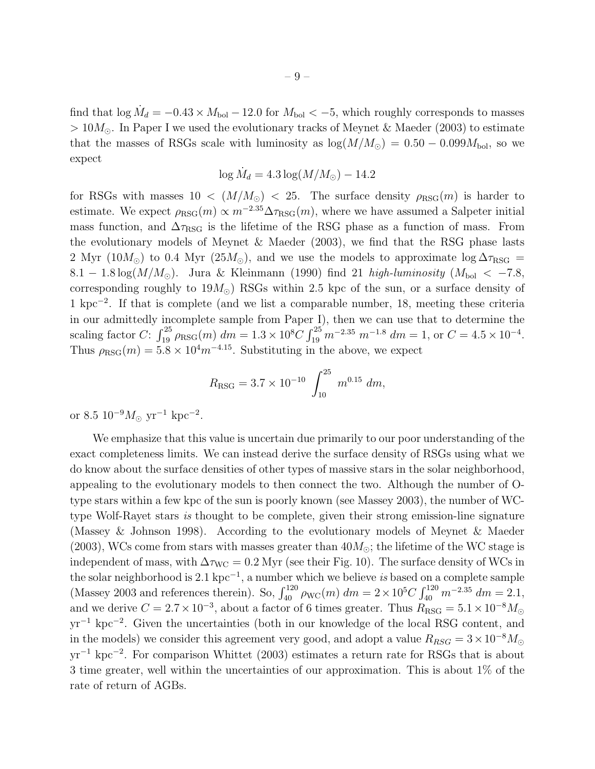find that $\log \dot{M}_d = -0.43 \times M_{\rm bol} - 12.0$ for $M_{\rm bol} < -5$, which roughly corresponds to masses $> 10 M_\odot$. In Paper I we used the evolutionary tracks of Meynet & Maeder (2003) to estimate that the masses of RSGs scale with luminosity as $\log(M/M_\odot) = 0.50 - 0.099 M_{\rm bol}$, so we expect

$$\log \dot{M}_d = 4.3 \log(M/M_\odot) - 14.2$$

for RSGs with masses $10 < (M/M_\odot) < 25$. The surface density $\rho_{\rm RSG}(m)$ is harder to estimate. We expect $\rho_{\rm RSG}(m) \propto m^{-2.35} \Delta\tau_{\rm RSG}(m)$, where we have assumed a Salpeter initial mass function, and $\Delta\tau_{\rm RSG}$ is the lifetime of the RSG phase as a function of mass. From the evolutionary models of Meynet & Maeder (2003), we find that the RSG phase lasts 2 Myr ($10 M_\odot$) to 0.4 Myr ($25 M_\odot$), and we use the models to approximate $\log \Delta\tau_{\rm RSG} = 8.1 - 1.8 \log(M/M_\odot)$. Jura & Kleinmann (1990) find 21 *high-luminosity* ($M_{\rm bol} < -7.8$, corresponding roughly to $19 M_\odot$) RSGs within 2.5 kpc of the sun, or a surface density of 1 $\rm kpc^{-2}$. If that is complete (and we list a comparable number, 18, meeting these criteria in our admittedly incomplete sample from Paper I), then we can use that to determine the scaling factor $C$: $\int_{19}^{25} \rho_{\rm RSG}(m)\, dm = 1.3 \times 10^8 C \int_{19}^{25} m^{-2.35}\, m^{-1.8}\, dm = 1$, or $C = 4.5 \times 10^{-4}$. Thus $\rho_{\rm RSG}(m) = 5.8 \times 10^4 m^{-4.15}$. Substituting in the above, we expect

$$R_{\rm RSG} = 3.7 \times 10^{-10} \int_{10}^{25} m^{0.15}\, dm,$$

or 8.5 $10^{-9} M_\odot$ $\rm yr^{-1}$ $\rm kpc^{-2}$.

We emphasize that this value is uncertain due primarily to our poor understanding of the exact completeness limits. We can instead derive the surface density of RSGs using what we do know about the surface densities of other types of massive stars in the solar neighborhood, appealing to the evolutionary models to then connect the two. Although the number of O-type stars within a few kpc of the sun is poorly known (see Massey 2003), the number of WC-type Wolf-Rayet stars *is* thought to be complete, given their strong emission-line signature (Massey & Johnson 1998). According to the evolutionary models of Meynet & Maeder (2003), WCs come from stars with masses greater than $40 M_\odot$; the lifetime of the WC stage is independent of mass, with $\Delta\tau_{\rm WC} = 0.2$ Myr (see their Fig. 10). The surface density of WCs in the solar neighborhood is 2.1 $\rm kpc^{-1}$, a number which we believe *is* based on a complete sample (Massey 2003 and references therein). So, $\int_{40}^{120} \rho_{\rm WC}(m)\, dm = 2 \times 10^5 C \int_{40}^{120} m^{-2.35}\, dm = 2.1$, and we derive $C = 2.7 \times 10^{-3}$, about a factor of 6 times greater. Thus $R_{\rm RSG} = 5.1 \times 10^{-8} M_\odot$ $\rm yr^{-1}$ $\rm kpc^{-2}$. Given the uncertainties (both in our knowledge of the local RSG content, and in the models) we consider this agreement very good, and adopt a value $R_{RSG} = 3 \times 10^{-8} M_\odot$ $\rm yr^{-1}$ $\rm kpc^{-2}$. For comparison Whittet (2003) estimates a return rate for RSGs that is about 3 time greater, well within the uncertainties of our approximation. This is about 1% of the rate of return of AGBs.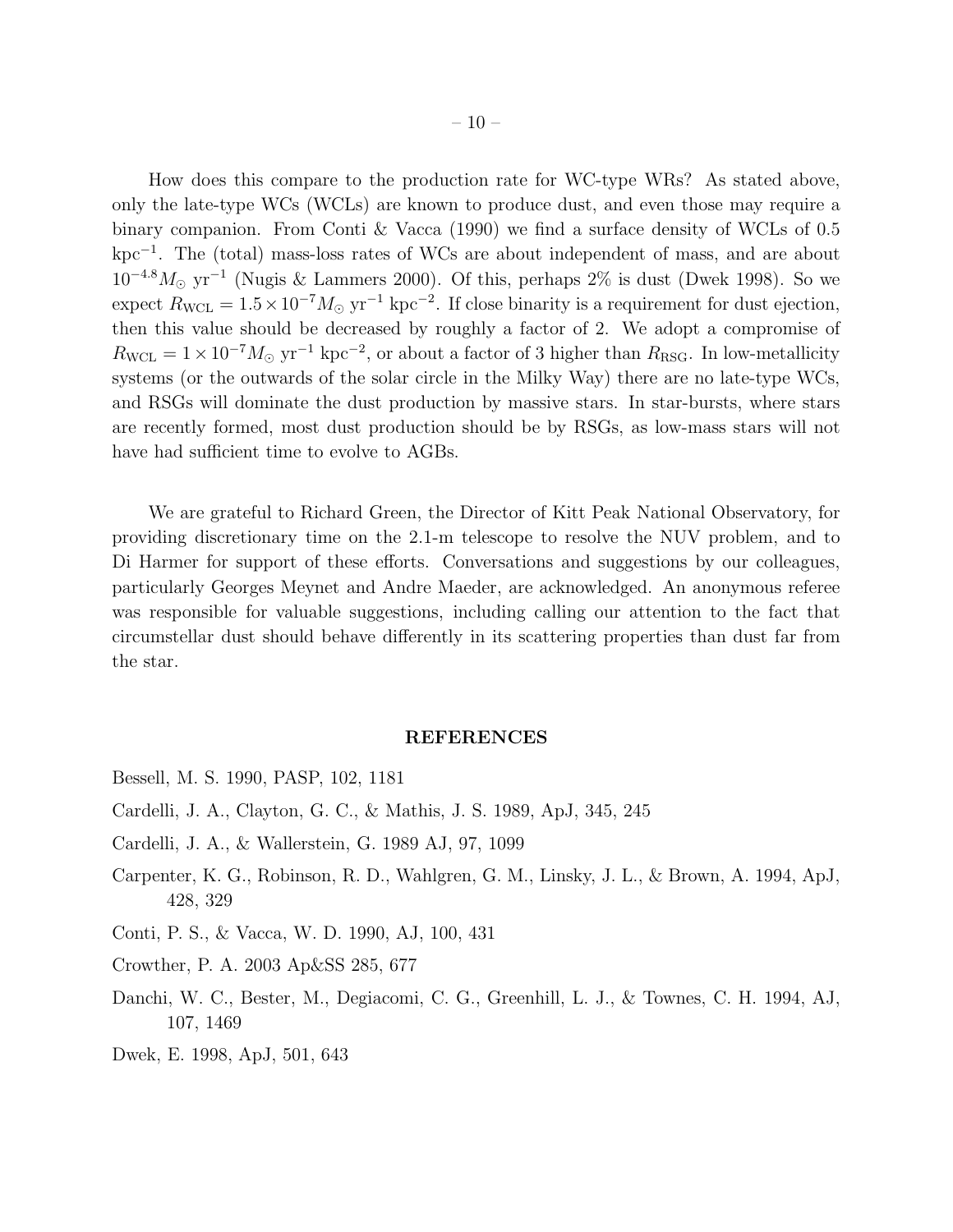How does this compare to the production rate for WC-type WRs? As stated above, only the late-type WCs (WCLs) are known to produce dust, and even those may require a binary companion. From Conti & Vacca (1990) we find a surface density of WCLs of 0.5 $\text{kpc}^{-1}$. The (total) mass-loss rates of WCs are about independent of mass, and are about $10^{-4.8} M_{\odot}$ $\text{yr}^{-1}$ (Nugis & Lammers 2000). Of this, perhaps 2% is dust (Dwek 1998). So we expect $R_{\text{WCL}} = 1.5 \times 10^{-7} M_{\odot}$ $\text{yr}^{-1}$ $\text{kpc}^{-2}$. If close binarity is a requirement for dust ejection, then this value should be decreased by roughly a factor of 2. We adopt a compromise of $R_{\text{WCL}} = 1 \times 10^{-7} M_{\odot}$ $\text{yr}^{-1}$ $\text{kpc}^{-2}$, or about a factor of 3 higher than $R_{\text{RSG}}$. In low-metallicity systems (or the outwards of the solar circle in the Milky Way) there are no late-type WCs, and RSGs will dominate the dust production by massive stars. In star-bursts, where stars are recently formed, most dust production should be by RSGs, as low-mass stars will not have had sufficient time to evolve to AGBs.

We are grateful to Richard Green, the Director of Kitt Peak National Observatory, for providing discretionary time on the 2.1-m telescope to resolve the NUV problem, and to Di Harmer for support of these efforts. Conversations and suggestions by our colleagues, particularly Georges Meynet and Andre Maeder, are acknowledged. An anonymous referee was responsible for valuable suggestions, including calling our attention to the fact that circumstellar dust should behave differently in its scattering properties than dust far from the star.

## REFERENCES

Bessell, M. S. 1990, PASP, 102, 1181

Cardelli, J. A., Clayton, G. C., & Mathis, J. S. 1989, ApJ, 345, 245

Cardelli, J. A., & Wallerstein, G. 1989 AJ, 97, 1099

Carpenter, K. G., Robinson, R. D., Wahlgren, G. M., Linsky, J. L., & Brown, A. 1994, ApJ, 428, 329

Conti, P. S., & Vacca, W. D. 1990, AJ, 100, 431

Crowther, P. A. 2003 Ap&SS 285, 677

Danchi, W. C., Bester, M., Degiacomi, C. G., Greenhill, L. J., & Townes, C. H. 1994, AJ, 107, 1469

Dwek, E. 1998, ApJ, 501, 643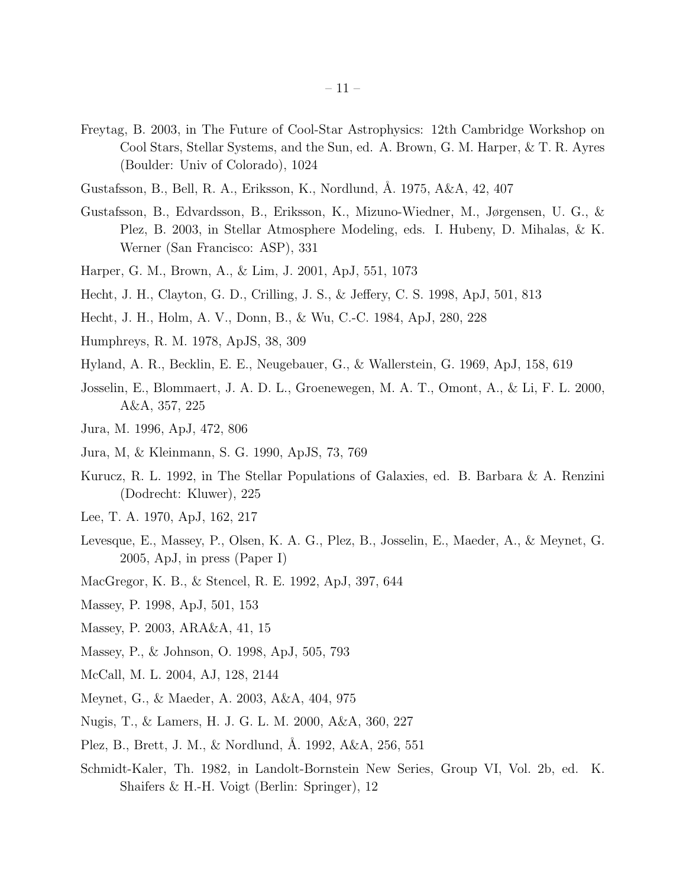Freytag, B. 2003, in The Future of Cool-Star Astrophysics: 12th Cambridge Workshop on Cool Stars, Stellar Systems, and the Sun, ed. A. Brown, G. M. Harper, & T. R. Ayres (Boulder: Univ of Colorado), 1024

Gustafsson, B., Bell, R. A., Eriksson, K., Nordlund, Å. 1975, A&A, 42, 407

Gustafsson, B., Edvardsson, B., Eriksson, K., Mizuno-Wiedner, M., Jørgensen, U. G., & Plez, B. 2003, in Stellar Atmosphere Modeling, eds. I. Hubeny, D. Mihalas, & K. Werner (San Francisco: ASP), 331

Harper, G. M., Brown, A., & Lim, J. 2001, ApJ, 551, 1073

Hecht, J. H., Clayton, G. D., Crilling, J. S., & Jeffery, C. S. 1998, ApJ, 501, 813

Hecht, J. H., Holm, A. V., Donn, B., & Wu, C.-C. 1984, ApJ, 280, 228

Humphreys, R. M. 1978, ApJS, 38, 309

Hyland, A. R., Becklin, E. E., Neugebauer, G., & Wallerstein, G. 1969, ApJ, 158, 619

Josselin, E., Blommaert, J. A. D. L., Groenewegen, M. A. T., Omont, A., & Li, F. L. 2000, A&A, 357, 225

Jura, M. 1996, ApJ, 472, 806

Jura, M, & Kleinmann, S. G. 1990, ApJS, 73, 769

Kurucz, R. L. 1992, in The Stellar Populations of Galaxies, ed. B. Barbara & A. Renzini (Dodrecht: Kluwer), 225

Lee, T. A. 1970, ApJ, 162, 217

Levesque, E., Massey, P., Olsen, K. A. G., Plez, B., Josselin, E., Maeder, A., & Meynet, G. 2005, ApJ, in press (Paper I)

MacGregor, K. B., & Stencel, R. E. 1992, ApJ, 397, 644

Massey, P. 1998, ApJ, 501, 153

Massey, P. 2003, ARA&A, 41, 15

Massey, P., & Johnson, O. 1998, ApJ, 505, 793

McCall, M. L. 2004, AJ, 128, 2144

Meynet, G., & Maeder, A. 2003, A&A, 404, 975

Nugis, T., & Lamers, H. J. G. L. M. 2000, A&A, 360, 227

Plez, B., Brett, J. M., & Nordlund, Å. 1992, A&A, 256, 551

Schmidt-Kaler, Th. 1982, in Landolt-Bornstein New Series, Group VI, Vol. 2b, ed. K. Shaifers & H.-H. Voigt (Berlin: Springer), 12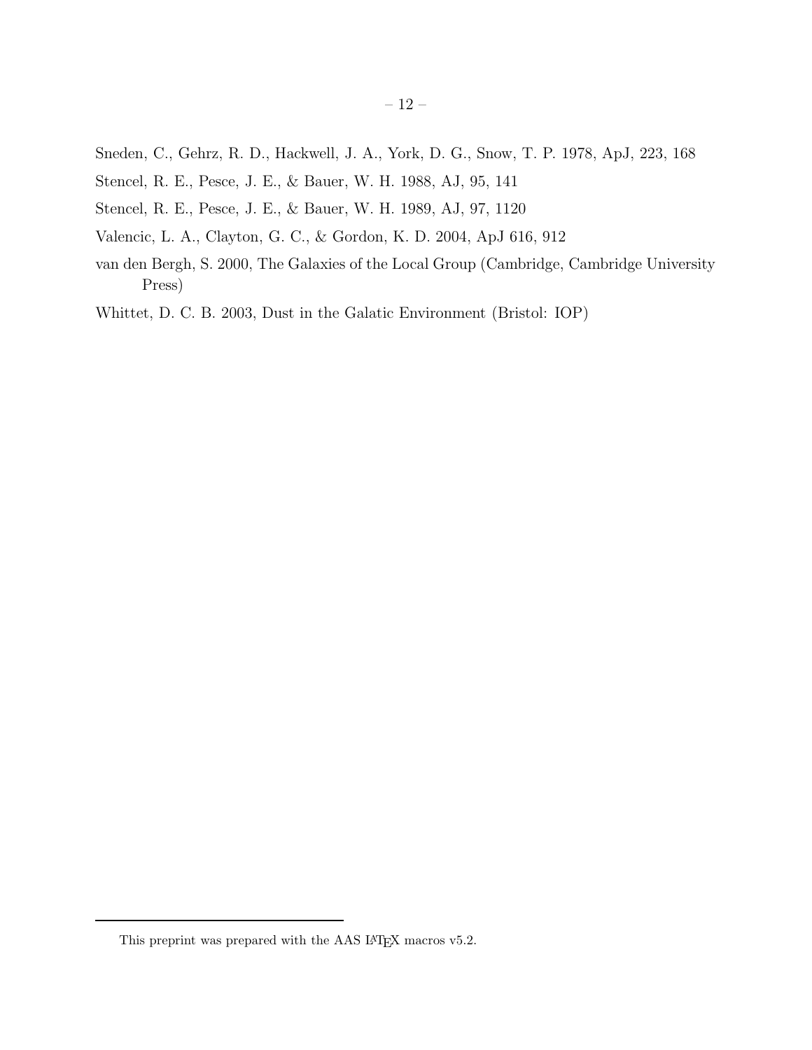Sneden, C., Gehrz, R. D., Hackwell, J. A., York, D. G., Snow, T. P. 1978, ApJ, 223, 168

Stencel, R. E., Pesce, J. E., & Bauer, W. H. 1988, AJ, 95, 141

Stencel, R. E., Pesce, J. E., & Bauer, W. H. 1989, AJ, 97, 1120

Valencic, L. A., Clayton, G. C., & Gordon, K. D. 2004, ApJ 616, 912

van den Bergh, S. 2000, The Galaxies of the Local Group (Cambridge, Cambridge University Press)

Whittet, D. C. B. 2003, Dust in the Galatic Environment (Bristol: IOP)

This preprint was prepared with the AAS LaTeX macros v5.2.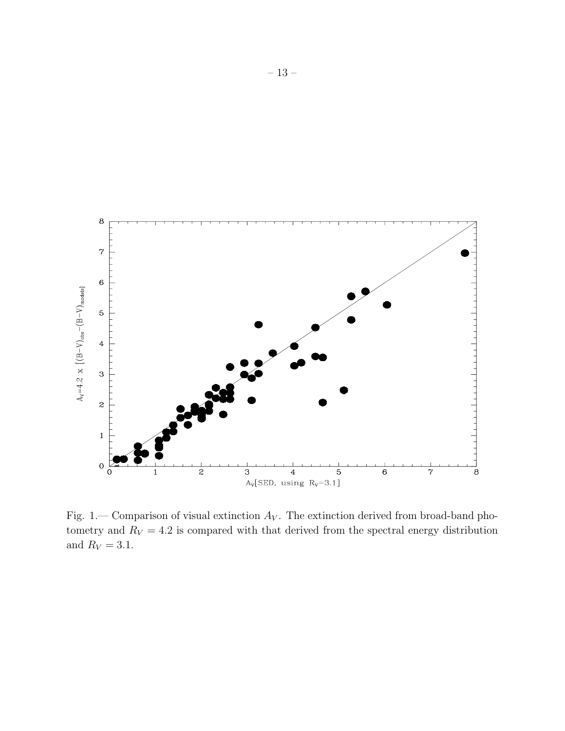Fig. 1.— Comparison of visual extinction $A_V$. The extinction derived from broad-band photometry and $R_V = 4.2$ is compared with that derived from the spectral energy distribution and $R_V = 3.1$.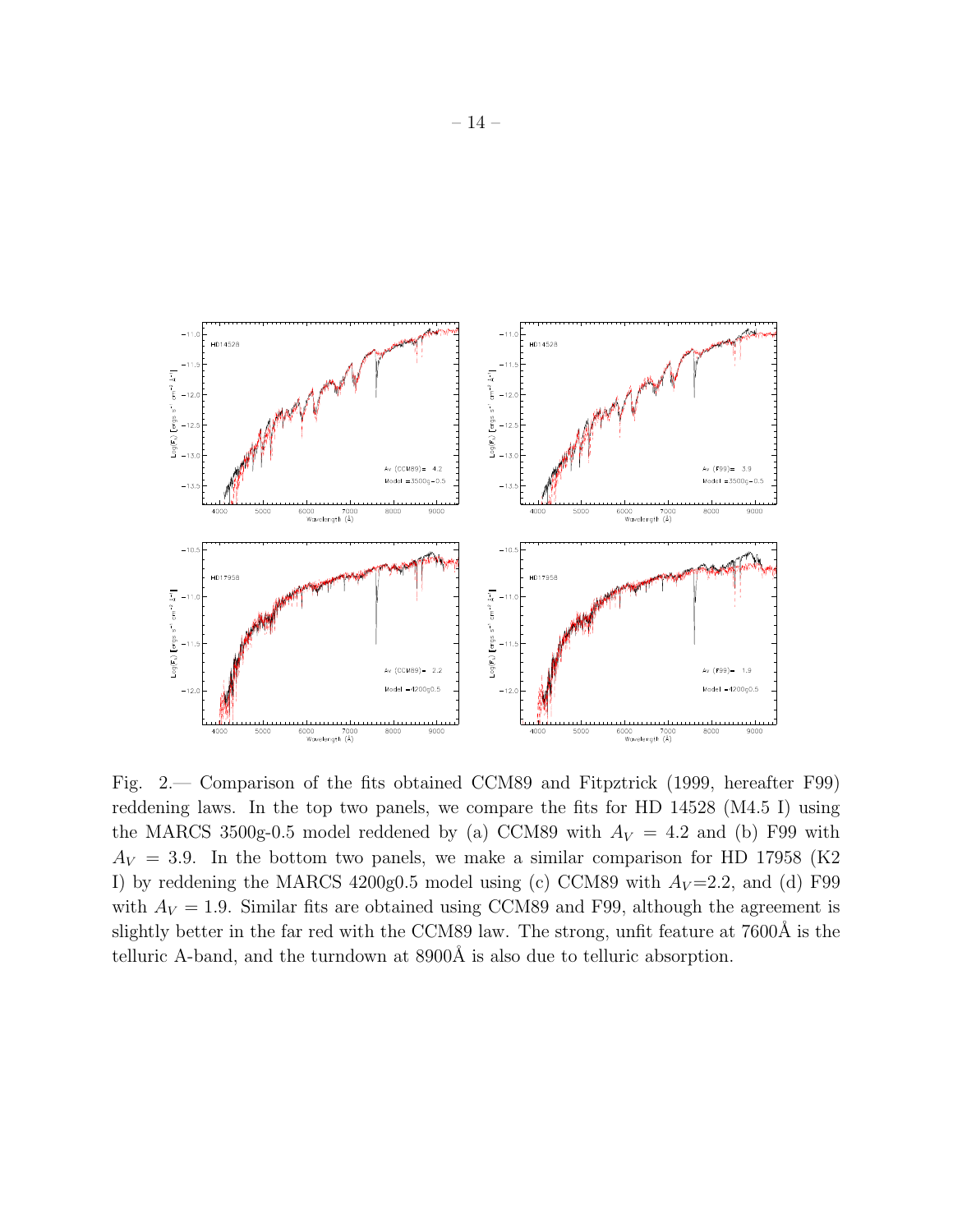Fig. 2.— Comparison of the fits obtained CCM89 and Fitpztrick (1999, hereafter F99) reddening laws. In the top two panels, we compare the fits for HD 14528 (M4.5 I) using the MARCS 3500g-0.5 model reddened by (a) CCM89 with $A_V = 4.2$ and (b) F99 with $A_V = 3.9$. In the bottom two panels, we make a similar comparison for HD 17958 (K2 I) by reddening the MARCS 4200g0.5 model using (c) CCM89 with $A_V$=2.2, and (d) F99 with $A_V = 1.9$. Similar fits are obtained using CCM89 and F99, although the agreement is slightly better in the far red with the CCM89 law. The strong, unfit feature at 7600Å is the telluric A-band, and the turndown at 8900Å is also due to telluric absorption.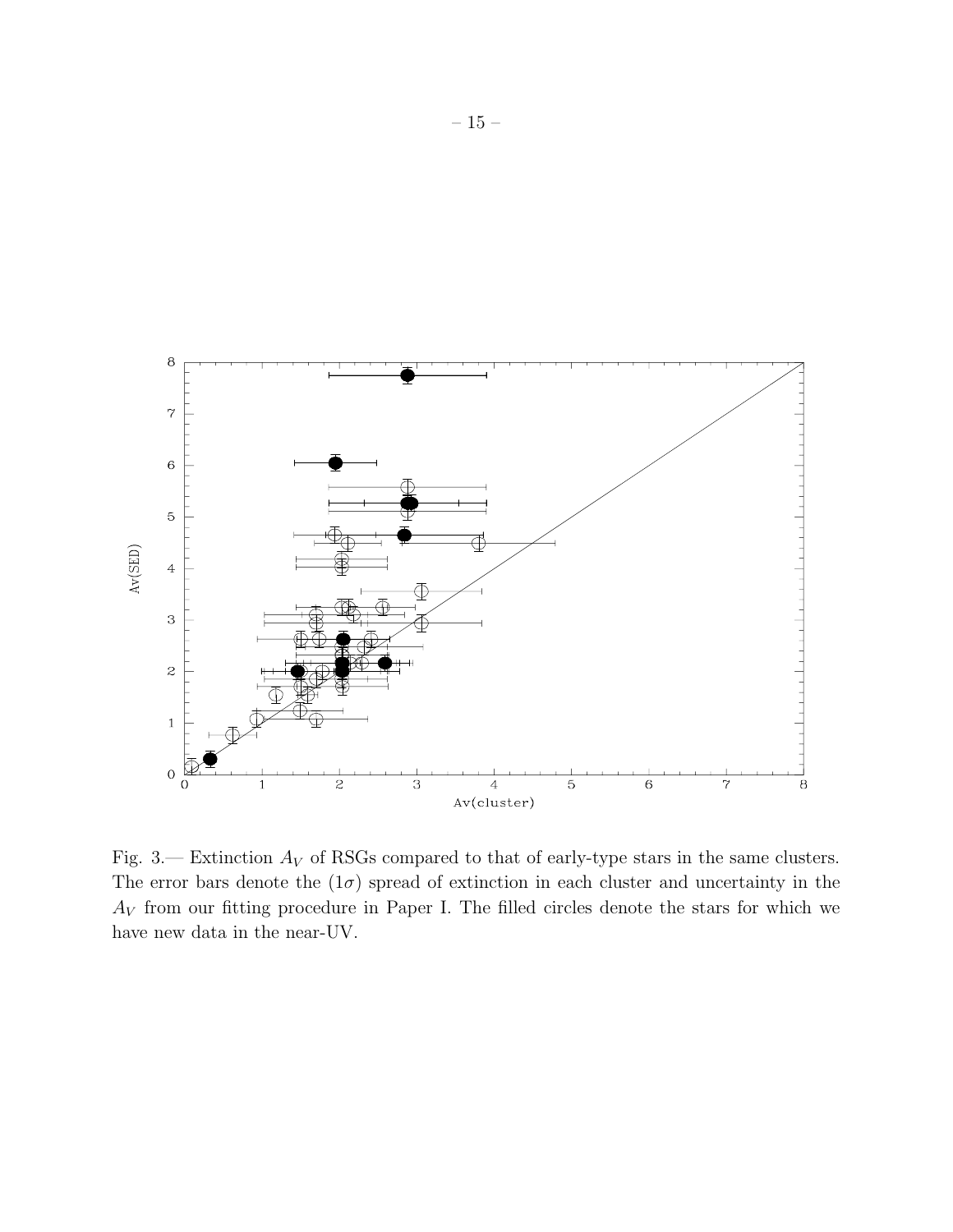Fig. 3.— Extinction $A_V$ of RSGs compared to that of early-type stars in the same clusters. The error bars denote the ($1\sigma$) spread of extinction in each cluster and uncertainty in the $A_V$ from our fitting procedure in Paper I. The filled circles denote the stars for which we have new data in the near-UV.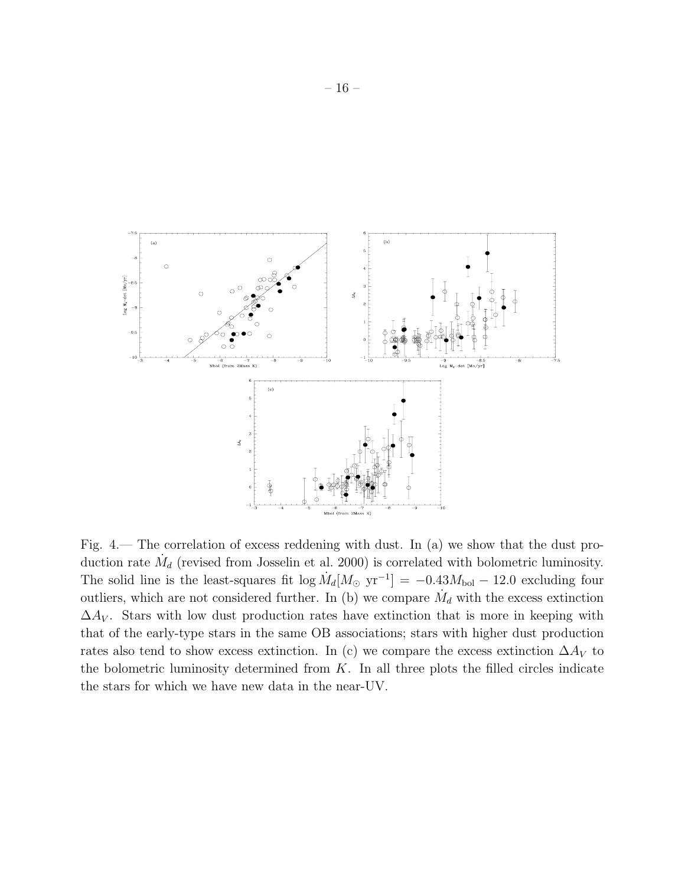Fig. 4.— The correlation of excess reddening with dust. In (a) we show that the dust production rate $\dot{M}_d$ (revised from Josselin et al. 2000) is correlated with bolometric luminosity. The solid line is the least-squares fit $\log \dot{M}_d[M_\odot \text{ yr}^{-1}] = -0.43 M_{\rm bol} - 12.0$ excluding four outliers, which are not considered further. In (b) we compare $\dot{M}_d$ with the excess extinction $\Delta A_V$. Stars with low dust production rates have extinction that is more in keeping with that of the early-type stars in the same OB associations; stars with higher dust production rates also tend to show excess extinction. In (c) we compare the excess extinction $\Delta A_V$ to the bolometric luminosity determined from $K$. In all three plots the filled circles indicate the stars for which we have new data in the near-UV.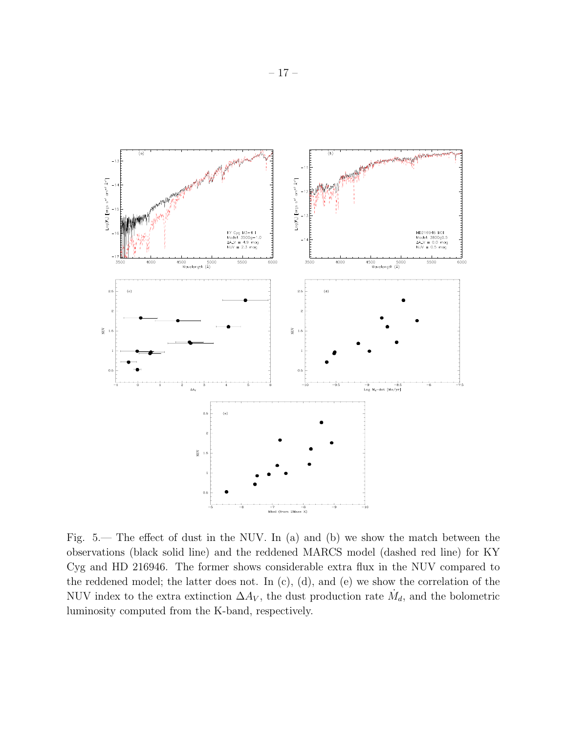(a)

Log(F_λ) [ergs s⁻¹ cm⁻² Å⁻¹]

Wavelength (Å)

KY Cyg M3-4 I
Model: 3500g-1.0
ΔA_V = 4.9 mag
NUV = 2.3 mag

(b)

Log(F_λ) [ergs s⁻¹ cm⁻² Å⁻¹]

Wavelength (Å)

HD216946 M0I
Model: 3800g0.5
ΔA_V = 0.0 mag
NUV = 0.5 mag

(c)

NUV

ΔA_V

(d)

NUV

Log M_d-dot [Mo/yr]

(e)

NUV

Mbol (from 2Mass K)

Fig. 5.— The effect of dust in the NUV. In (a) and (b) we show the match between the observations (black solid line) and the reddened MARCS model (dashed red line) for KY Cyg and HD 216946. The former shows considerable extra flux in the NUV compared to the reddened model; the latter does not. In (c), (d), and (e) we show the correlation of the NUV index to the extra extinction $\Delta A_V$, the dust production rate $\dot{M}_d$, and the bolometric luminosity computed from the K-band, respectively.